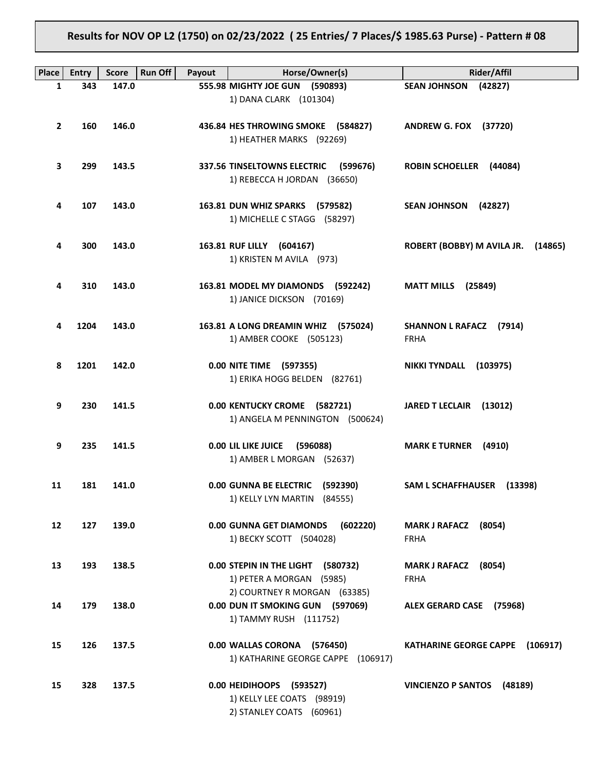## Results for NOV OP L2 (1750) on 02/23/2022 ( 25 Entries/ 7 Places/$ 1985.63 Purse) - Pattern # 08

| Place | Entry | Score | Run Off | Payout | Horse/Owner(s) | Rider/Affil |
|---|---|---|---|---|---|---|
| 1 | 343 | 147.0 | | 555.98 | **MIGHTY JOE GUN (590893)**<br>1) DANA CLARK (101304) | **SEAN JOHNSON (42827)** |
| 2 | 160 | 146.0 | | 436.84 | **HES THROWING SMOKE (584827)**<br>1) HEATHER MARKS (92269) | **ANDREW G. FOX (37720)** |
| 3 | 299 | 143.5 | | 337.56 | **TINSELTOWNS ELECTRIC (599676)**<br>1) REBECCA H JORDAN (36650) | **ROBIN SCHOELLER (44084)** |
| 4 | 107 | 143.0 | | 163.81 | **DUN WHIZ SPARKS (579582)**<br>1) MICHELLE C STAGG (58297) | **SEAN JOHNSON (42827)** |
| 4 | 300 | 143.0 | | 163.81 | **RUF LILLY (604167)**<br>1) KRISTEN M AVILA (973) | **ROBERT (BOBBY) M AVILA JR. (14865)** |
| 4 | 310 | 143.0 | | 163.81 | **MODEL MY DIAMONDS (592242)**<br>1) JANICE DICKSON (70169) | **MATT MILLS (25849)** |
| 4 | 1204 | 143.0 | | 163.81 | **A LONG DREAMIN WHIZ (575024)**<br>1) AMBER COOKE (505123) | **SHANNON L RAFACZ (7914)**<br>FRHA |
| 8 | 1201 | 142.0 | | 0.00 | **NITE TIME (597355)**<br>1) ERIKA HOGG BELDEN (82761) | **NIKKI TYNDALL (103975)** |
| 9 | 230 | 141.5 | | 0.00 | **KENTUCKY CROME (582721)**<br>1) ANGELA M PENNINGTON (500624) | **JARED T LECLAIR (13012)** |
| 9 | 235 | 141.5 | | 0.00 | **LIL LIKE JUICE (596088)**<br>1) AMBER L MORGAN (52637) | **MARK E TURNER (4910)** |
| 11 | 181 | 141.0 | | 0.00 | **GUNNA BE ELECTRIC (592390)**<br>1) KELLY LYN MARTIN (84555) | **SAM L SCHAFFHAUSER (13398)** |
| 12 | 127 | 139.0 | | 0.00 | **GUNNA GET DIAMONDS (602220)**<br>1) BECKY SCOTT (504028) | **MARK J RAFACZ (8054)**<br>FRHA |
| 13 | 193 | 138.5 | | 0.00 | **STEPIN IN THE LIGHT (580732)**<br>1) PETER A MORGAN (5985)<br>2) COURTNEY R MORGAN (63385) | **MARK J RAFACZ (8054)**<br>FRHA |
| 14 | 179 | 138.0 | | 0.00 | **DUN IT SMOKING GUN (597069)**<br>1) TAMMY RUSH (111752) | **ALEX GERARD CASE (75968)** |
| 15 | 126 | 137.5 | | 0.00 | **WALLAS CORONA (576450)**<br>1) KATHARINE GEORGE CAPPE (106917) | **KATHARINE GEORGE CAPPE (106917)** |
| 15 | 328 | 137.5 | | 0.00 | **HEIDIHOOPS (593527)**<br>1) KELLY LEE COATS (98919)<br>2) STANLEY COATS (60961) | **VINCIENZO P SANTOS (48189)** |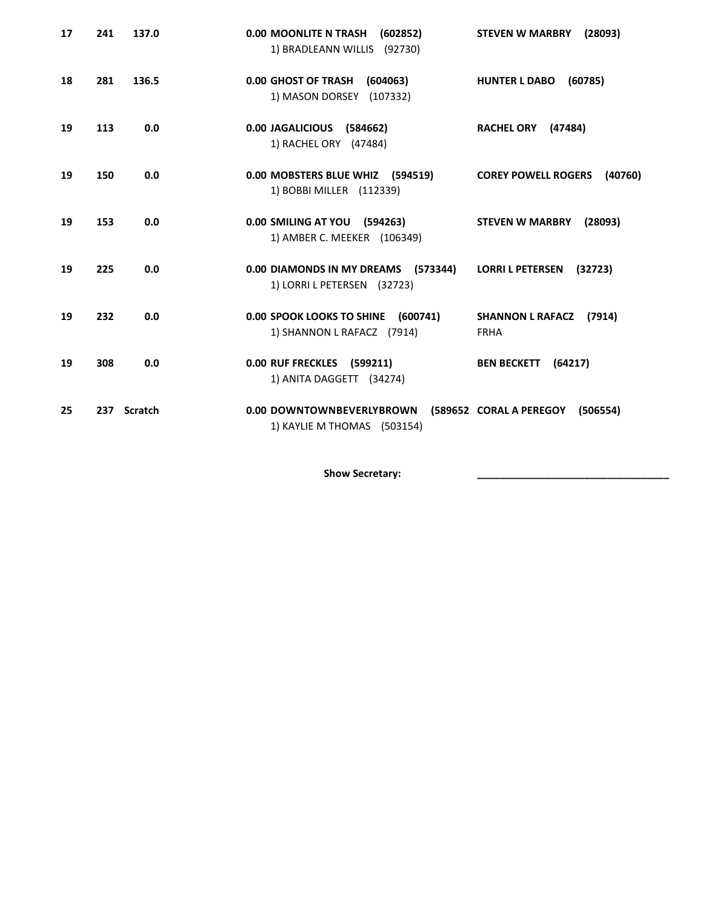| | | | | | |
|---|---|---|---|---|---|
| **17** | **241** | **137.0** | **0.00** | **MOONLITE N TRASH (602852)**<br>1) BRADLEANN WILLIS (92730) | **STEVEN W MARBRY (28093)** |
| **18** | **281** | **136.5** | **0.00** | **GHOST OF TRASH (604063)**<br>1) MASON DORSEY (107332) | **HUNTER L DABO (60785)** |
| **19** | **113** | **0.0** | **0.00** | **JAGALICIOUS (584662)**<br>1) RACHEL ORY (47484) | **RACHEL ORY (47484)** |
| **19** | **150** | **0.0** | **0.00** | **MOBSTERS BLUE WHIZ (594519)**<br>1) BOBBI MILLER (112339) | **COREY POWELL ROGERS (40760)** |
| **19** | **153** | **0.0** | **0.00** | **SMILING AT YOU (594263)**<br>1) AMBER C. MEEKER (106349) | **STEVEN W MARBRY (28093)** |
| **19** | **225** | **0.0** | **0.00** | **DIAMONDS IN MY DREAMS (573344)**<br>1) LORRI L PETERSEN (32723) | **LORRI L PETERSEN (32723)** |
| **19** | **232** | **0.0** | **0.00** | **SPOOK LOOKS TO SHINE (600741)**<br>1) SHANNON L RAFACZ (7914) | **SHANNON L RAFACZ (7914)**<br>FRHA |
| **19** | **308** | **0.0** | **0.00** | **RUF FRECKLES (599211)**<br>1) ANITA DAGGETT (34274) | **BEN BECKETT (64217)** |
| **25** | **237** | **Scratch** | **0.00** | **DOWNTOWNBEVERLYBROWN (589652**<br>1) KAYLIE M THOMAS (503154) | **CORAL A PEREGOY (506554)** |

**Show Secretary:** ___________________________________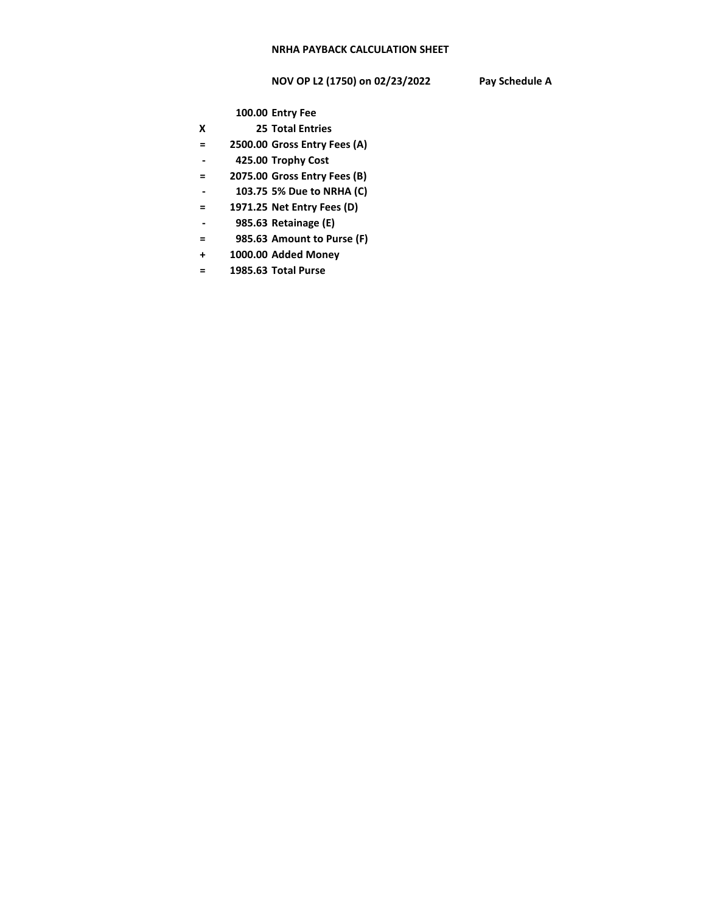**NRHA PAYBACK CALCULATION SHEET**

**NOV OP L2 (1750) on 02/23/2022** **Pay Schedule A**

| | | |
|---|---|---|
| | 100.00 | Entry Fee |
| X | 25 | Total Entries |
| = | 2500.00 | Gross Entry Fees (A) |
| - | 425.00 | Trophy Cost |
| = | 2075.00 | Gross Entry Fees (B) |
| - | 103.75 | 5% Due to NRHA (C) |
| = | 1971.25 | Net Entry Fees (D) |
| - | 985.63 | Retainage (E) |
| = | 985.63 | Amount to Purse (F) |
| + | 1000.00 | Added Money |
| = | 1985.63 | Total Purse |